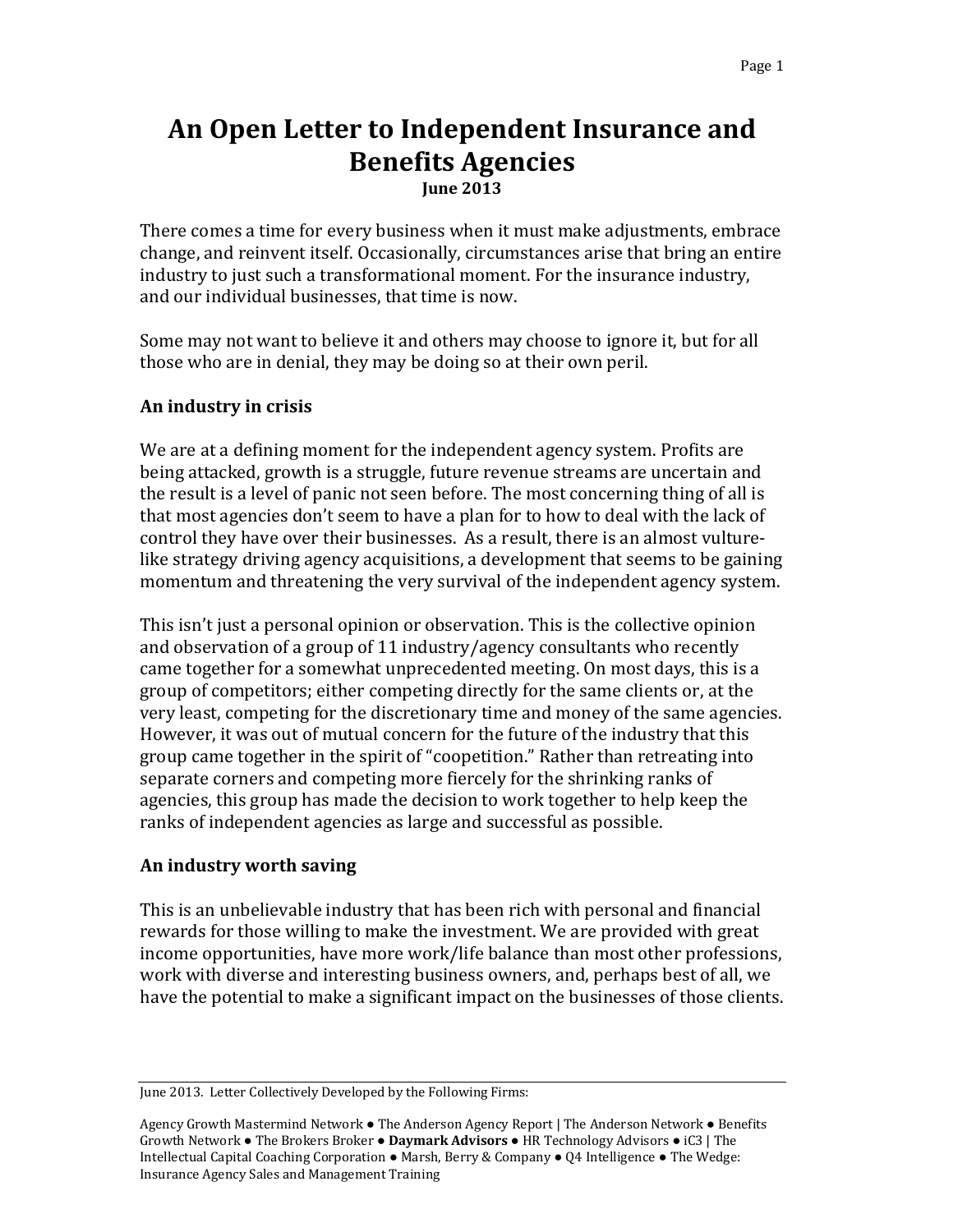# An Open Letter to Independent Insurance and Benefits Agencies

**June 2013**

There comes a time for every business when it must make adjustments, embrace change, and reinvent itself. Occasionally, circumstances arise that bring an entire industry to just such a transformational moment. For the insurance industry, and our individual businesses, that time is now.

Some may not want to believe it and others may choose to ignore it, but for all those who are in denial, they may be doing so at their own peril.

## An industry in crisis

We are at a defining moment for the independent agency system. Profits are being attacked, growth is a struggle, future revenue streams are uncertain and the result is a level of panic not seen before. The most concerning thing of all is that most agencies don't seem to have a plan for to how to deal with the lack of control they have over their businesses. As a result, there is an almost vulture-like strategy driving agency acquisitions, a development that seems to be gaining momentum and threatening the very survival of the independent agency system.

This isn't just a personal opinion or observation. This is the collective opinion and observation of a group of 11 industry/agency consultants who recently came together for a somewhat unprecedented meeting. On most days, this is a group of competitors; either competing directly for the same clients or, at the very least, competing for the discretionary time and money of the same agencies. However, it was out of mutual concern for the future of the industry that this group came together in the spirit of "coopetition." Rather than retreating into separate corners and competing more fiercely for the shrinking ranks of agencies, this group has made the decision to work together to help keep the ranks of independent agencies as large and successful as possible.

## An industry worth saving

This is an unbelievable industry that has been rich with personal and financial rewards for those willing to make the investment. We are provided with great income opportunities, have more work/life balance than most other professions, work with diverse and interesting business owners, and, perhaps best of all, we have the potential to make a significant impact on the businesses of those clients.

June 2013. Letter Collectively Developed by the Following Firms:

Agency Growth Mastermind Network ● The Anderson Agency Report | The Anderson Network ● Benefits Growth Network ● The Brokers Broker ● **Daymark Advisors** ● HR Technology Advisors ● iC3 | The Intellectual Capital Coaching Corporation ● Marsh, Berry & Company ● Q4 Intelligence ● The Wedge: Insurance Agency Sales and Management Training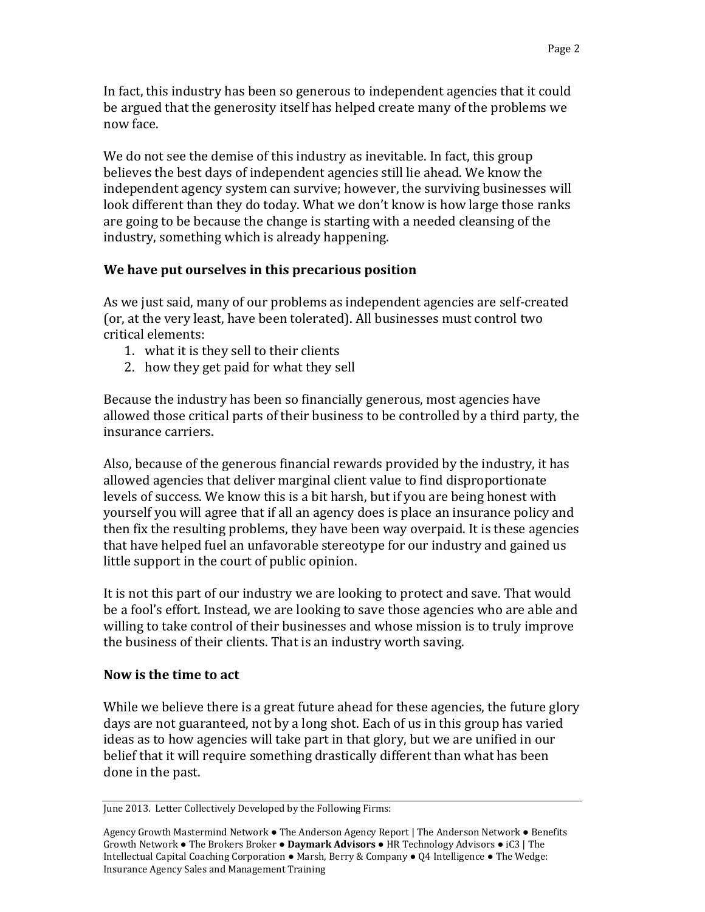In fact, this industry has been so generous to independent agencies that it could be argued that the generosity itself has helped create many of the problems we now face.

We do not see the demise of this industry as inevitable. In fact, this group believes the best days of independent agencies still lie ahead. We know the independent agency system can survive; however, the surviving businesses will look different than they do today. What we don't know is how large those ranks are going to be because the change is starting with a needed cleansing of the industry, something which is already happening.

**We have put ourselves in this precarious position**

As we just said, many of our problems as independent agencies are self-created (or, at the very least, have been tolerated). All businesses must control two critical elements:

1. what it is they sell to their clients
2. how they get paid for what they sell

Because the industry has been so financially generous, most agencies have allowed those critical parts of their business to be controlled by a third party, the insurance carriers.

Also, because of the generous financial rewards provided by the industry, it has allowed agencies that deliver marginal client value to find disproportionate levels of success. We know this is a bit harsh, but if you are being honest with yourself you will agree that if all an agency does is place an insurance policy and then fix the resulting problems, they have been way overpaid. It is these agencies that have helped fuel an unfavorable stereotype for our industry and gained us little support in the court of public opinion.

It is not this part of our industry we are looking to protect and save. That would be a fool's effort. Instead, we are looking to save those agencies who are able and willing to take control of their businesses and whose mission is to truly improve the business of their clients. That is an industry worth saving.

**Now is the time to act**

While we believe there is a great future ahead for these agencies, the future glory days are not guaranteed, not by a long shot. Each of us in this group has varied ideas as to how agencies will take part in that glory, but we are unified in our belief that it will require something drastically different than what has been done in the past.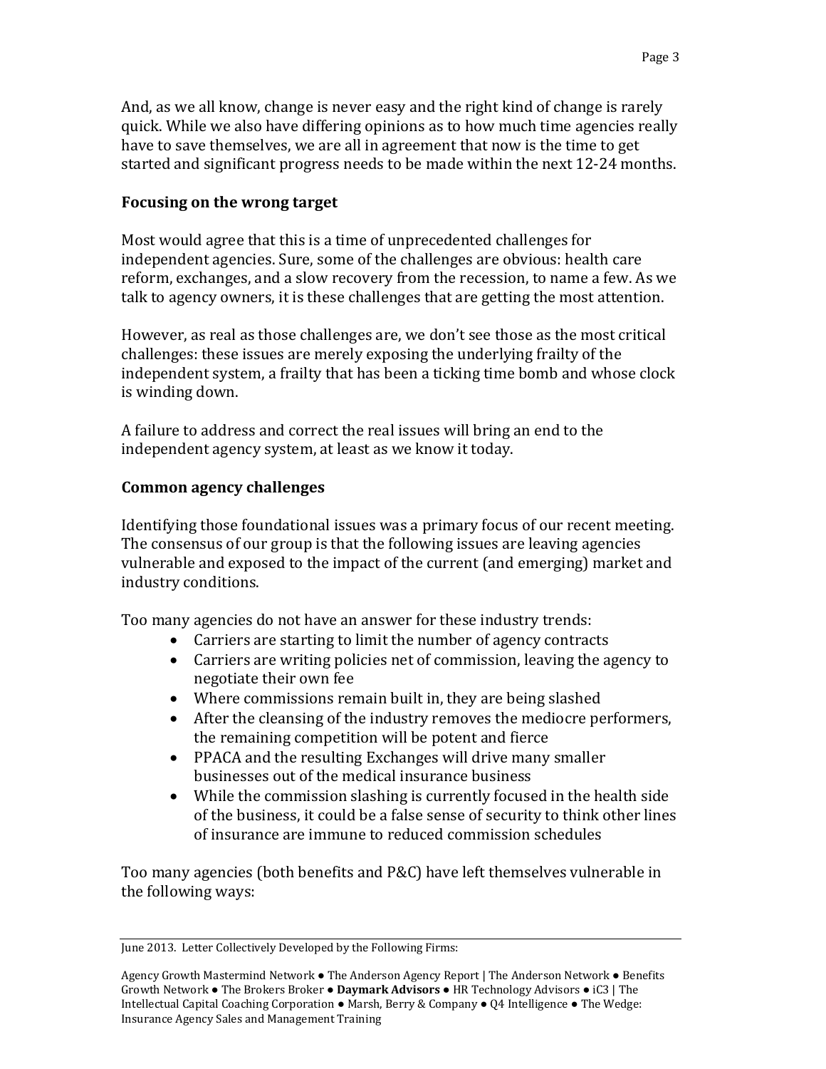And, as we all know, change is never easy and the right kind of change is rarely quick. While we also have differing opinions as to how much time agencies really have to save themselves, we are all in agreement that now is the time to get started and significant progress needs to be made within the next 12-24 months.

### Focusing on the wrong target

Most would agree that this is a time of unprecedented challenges for independent agencies. Sure, some of the challenges are obvious: health care reform, exchanges, and a slow recovery from the recession, to name a few. As we talk to agency owners, it is these challenges that are getting the most attention.

However, as real as those challenges are, we don't see those as the most critical challenges: these issues are merely exposing the underlying frailty of the independent system, a frailty that has been a ticking time bomb and whose clock is winding down.

A failure to address and correct the real issues will bring an end to the independent agency system, at least as we know it today.

### Common agency challenges

Identifying those foundational issues was a primary focus of our recent meeting. The consensus of our group is that the following issues are leaving agencies vulnerable and exposed to the impact of the current (and emerging) market and industry conditions.

Too many agencies do not have an answer for these industry trends:

- Carriers are starting to limit the number of agency contracts
- Carriers are writing policies net of commission, leaving the agency to negotiate their own fee
- Where commissions remain built in, they are being slashed
- After the cleansing of the industry removes the mediocre performers, the remaining competition will be potent and fierce
- PPACA and the resulting Exchanges will drive many smaller businesses out of the medical insurance business
- While the commission slashing is currently focused in the health side of the business, it could be a false sense of security to think other lines of insurance are immune to reduced commission schedules

Too many agencies (both benefits and P&C) have left themselves vulnerable in the following ways: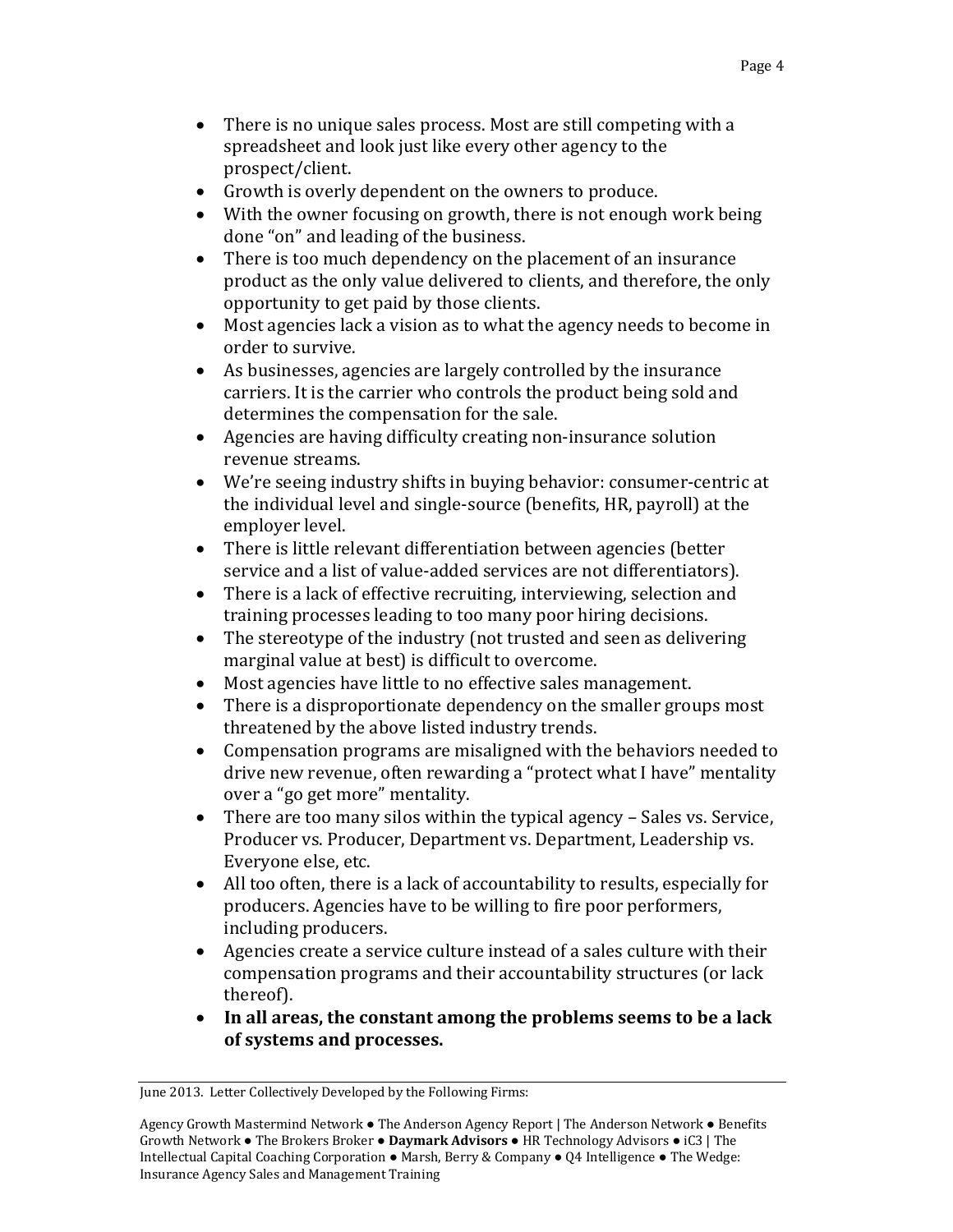- There is no unique sales process. Most are still competing with a spreadsheet and look just like every other agency to the prospect/client.
- Growth is overly dependent on the owners to produce.
- With the owner focusing on growth, there is not enough work being done "on" and leading of the business.
- There is too much dependency on the placement of an insurance product as the only value delivered to clients, and therefore, the only opportunity to get paid by those clients.
- Most agencies lack a vision as to what the agency needs to become in order to survive.
- As businesses, agencies are largely controlled by the insurance carriers. It is the carrier who controls the product being sold and determines the compensation for the sale.
- Agencies are having difficulty creating non-insurance solution revenue streams.
- We're seeing industry shifts in buying behavior: consumer-centric at the individual level and single-source (benefits, HR, payroll) at the employer level.
- There is little relevant differentiation between agencies (better service and a list of value-added services are not differentiators).
- There is a lack of effective recruiting, interviewing, selection and training processes leading to too many poor hiring decisions.
- The stereotype of the industry (not trusted and seen as delivering marginal value at best) is difficult to overcome.
- Most agencies have little to no effective sales management.
- There is a disproportionate dependency on the smaller groups most threatened by the above listed industry trends.
- Compensation programs are misaligned with the behaviors needed to drive new revenue, often rewarding a "protect what I have" mentality over a "go get more" mentality.
- There are too many silos within the typical agency – Sales vs. Service, Producer vs. Producer, Department vs. Department, Leadership vs. Everyone else, etc.
- All too often, there is a lack of accountability to results, especially for producers. Agencies have to be willing to fire poor performers, including producers.
- Agencies create a service culture instead of a sales culture with their compensation programs and their accountability structures (or lack thereof).
- **In all areas, the constant among the problems seems to be a lack of systems and processes.**

June 2013. Letter Collectively Developed by the Following Firms:

Agency Growth Mastermind Network ● The Anderson Agency Report | The Anderson Network ● Benefits Growth Network ● The Brokers Broker ● **Daymark Advisors** ● HR Technology Advisors ● iC3 | The Intellectual Capital Coaching Corporation ● Marsh, Berry & Company ● Q4 Intelligence ● The Wedge: Insurance Agency Sales and Management Training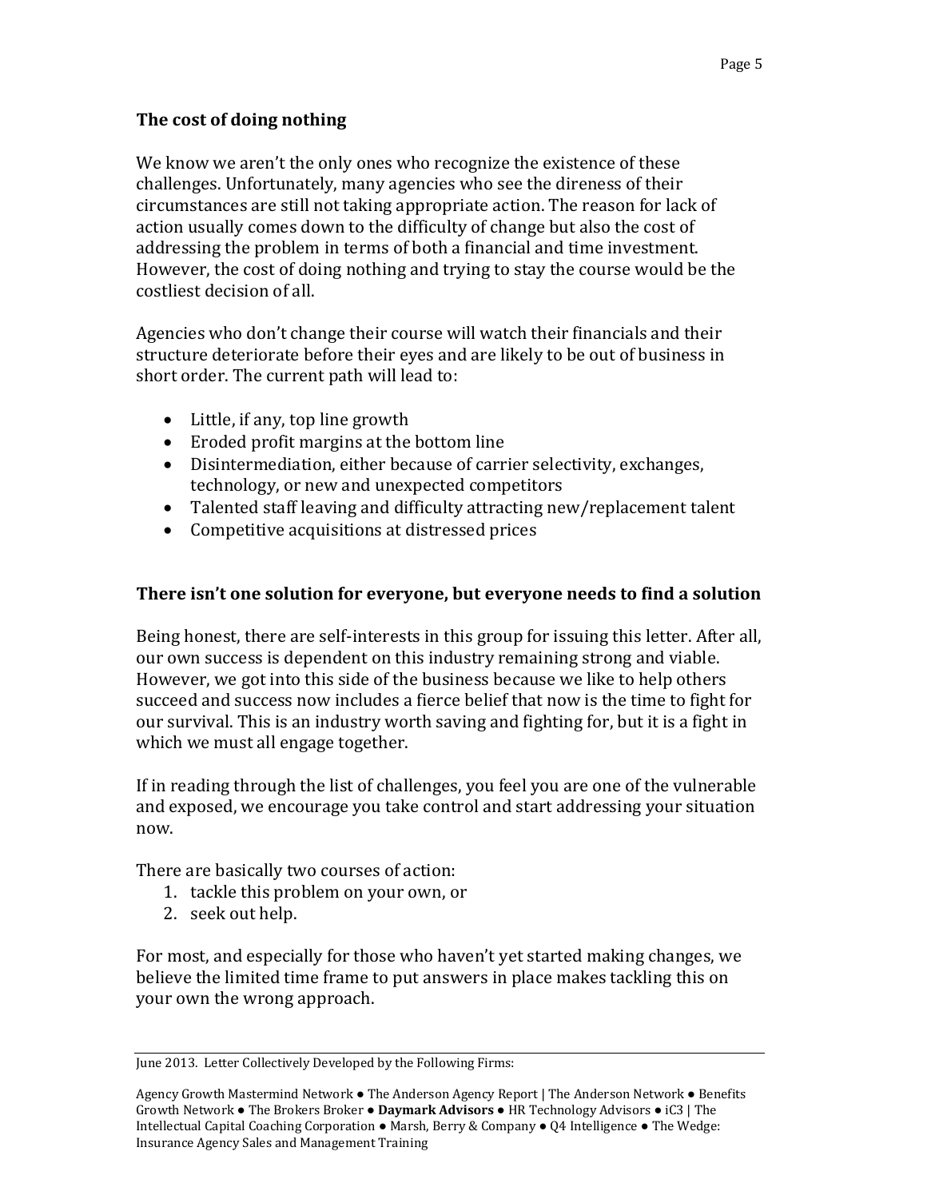### The cost of doing nothing

We know we aren't the only ones who recognize the existence of these challenges. Unfortunately, many agencies who see the direness of their circumstances are still not taking appropriate action. The reason for lack of action usually comes down to the difficulty of change but also the cost of addressing the problem in terms of both a financial and time investment. However, the cost of doing nothing and trying to stay the course would be the costliest decision of all.

Agencies who don't change their course will watch their financials and their structure deteriorate before their eyes and are likely to be out of business in short order. The current path will lead to:

- Little, if any, top line growth
- Eroded profit margins at the bottom line
- Disintermediation, either because of carrier selectivity, exchanges, technology, or new and unexpected competitors
- Talented staff leaving and difficulty attracting new/replacement talent
- Competitive acquisitions at distressed prices

### There isn't one solution for everyone, but everyone needs to find a solution

Being honest, there are self-interests in this group for issuing this letter. After all, our own success is dependent on this industry remaining strong and viable. However, we got into this side of the business because we like to help others succeed and success now includes a fierce belief that now is the time to fight for our survival. This is an industry worth saving and fighting for, but it is a fight in which we must all engage together.

If in reading through the list of challenges, you feel you are one of the vulnerable and exposed, we encourage you take control and start addressing your situation now.

There are basically two courses of action:

1. tackle this problem on your own, or
2. seek out help.

For most, and especially for those who haven't yet started making changes, we believe the limited time frame to put answers in place makes tackling this on your own the wrong approach.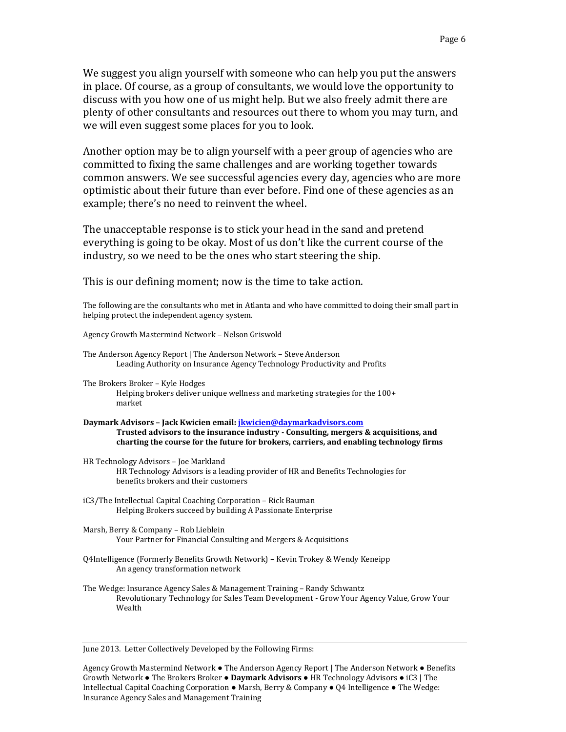We suggest you align yourself with someone who can help you put the answers in place. Of course, as a group of consultants, we would love the opportunity to discuss with you how one of us might help. But we also freely admit there are plenty of other consultants and resources out there to whom you may turn, and we will even suggest some places for you to look.

Another option may be to align yourself with a peer group of agencies who are committed to fixing the same challenges and are working together towards common answers. We see successful agencies every day, agencies who are more optimistic about their future than ever before. Find one of these agencies as an example; there's no need to reinvent the wheel.

The unacceptable response is to stick your head in the sand and pretend everything is going to be okay. Most of us don't like the current course of the industry, so we need to be the ones who start steering the ship.

This is our defining moment; now is the time to take action.

The following are the consultants who met in Atlanta and who have committed to doing their small part in helping protect the independent agency system.

Agency Growth Mastermind Network – Nelson Griswold

The Anderson Agency Report | The Anderson Network – Steve Anderson
Leading Authority on Insurance Agency Technology Productivity and Profits

The Brokers Broker – Kyle Hodges
Helping brokers deliver unique wellness and marketing strategies for the 100+ market

**Daymark Advisors – Jack Kwicien email: jkwicien@daymarkadvisors.com**
**Trusted advisors to the insurance industry - Consulting, mergers & acquisitions, and charting the course for the future for brokers, carriers, and enabling technology firms**

HR Technology Advisors – Joe Markland
HR Technology Advisors is a leading provider of HR and Benefits Technologies for benefits brokers and their customers

iC3/The Intellectual Capital Coaching Corporation – Rick Bauman
Helping Brokers succeed by building A Passionate Enterprise

Marsh, Berry & Company – Rob Lieblein
Your Partner for Financial Consulting and Mergers & Acquisitions

Q4Intelligence (Formerly Benefits Growth Network) – Kevin Trokey & Wendy Keneipp
An agency transformation network

The Wedge: Insurance Agency Sales & Management Training – Randy Schwantz
Revolutionary Technology for Sales Team Development - Grow Your Agency Value, Grow Your Wealth

---

June 2013. Letter Collectively Developed by the Following Firms:

Agency Growth Mastermind Network ● The Anderson Agency Report | The Anderson Network ● Benefits Growth Network ● The Brokers Broker ● **Daymark Advisors** ● HR Technology Advisors ● iC3 | The Intellectual Capital Coaching Corporation ● Marsh, Berry & Company ● Q4 Intelligence ● The Wedge: Insurance Agency Sales and Management Training